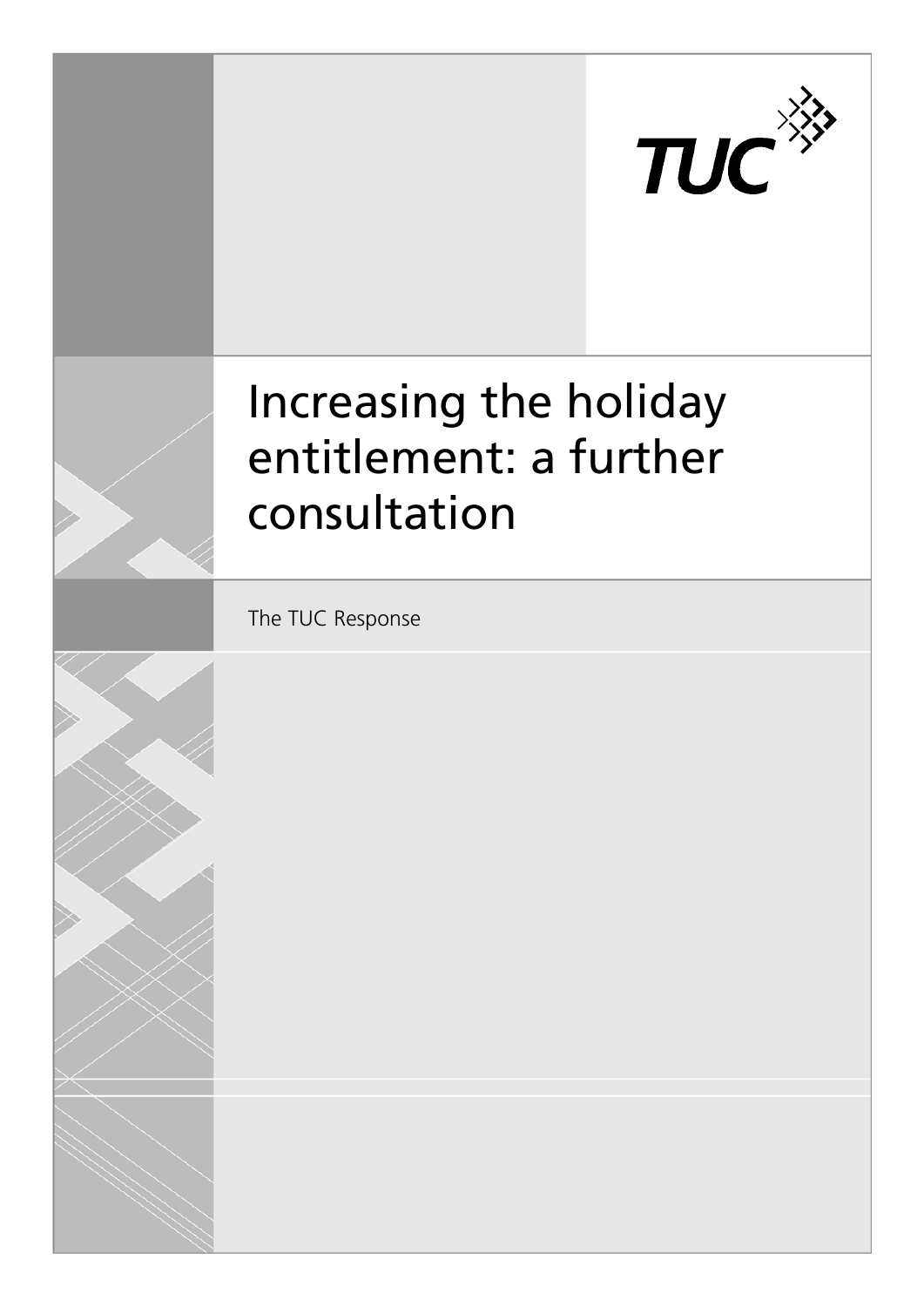TUC

# Increasing the holiday entitlement: a further consultation

The TUC Response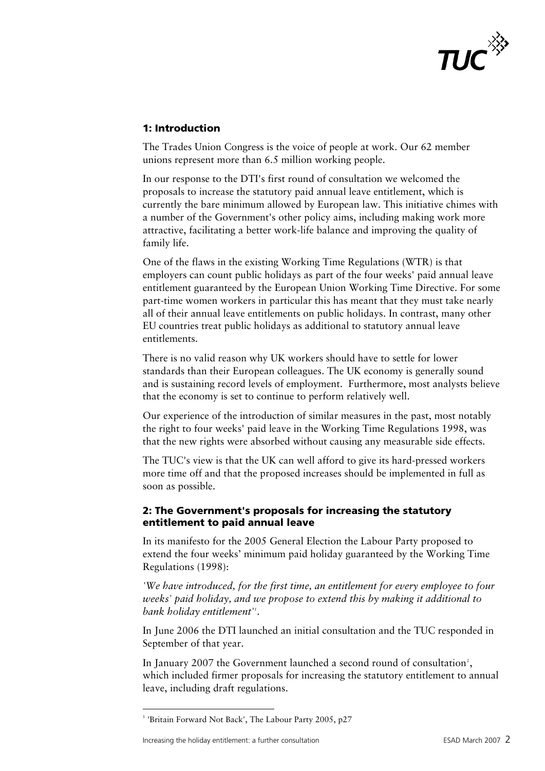## 1: Introduction

The Trades Union Congress is the voice of people at work. Our 62 member unions represent more than 6.5 million working people.

In our response to the DTI's first round of consultation we welcomed the proposals to increase the statutory paid annual leave entitlement, which is currently the bare minimum allowed by European law. This initiative chimes with a number of the Government's other policy aims, including making work more attractive, facilitating a better work-life balance and improving the quality of family life.

One of the flaws in the existing Working Time Regulations (WTR) is that employers can count public holidays as part of the four weeks' paid annual leave entitlement guaranteed by the European Union Working Time Directive. For some part-time women workers in particular this has meant that they must take nearly all of their annual leave entitlements on public holidays. In contrast, many other EU countries treat public holidays as additional to statutory annual leave entitlements.

There is no valid reason why UK workers should have to settle for lower standards than their European colleagues. The UK economy is generally sound and is sustaining record levels of employment. Furthermore, most analysts believe that the economy is set to continue to perform relatively well.

Our experience of the introduction of similar measures in the past, most notably the right to four weeks' paid leave in the Working Time Regulations 1998, was that the new rights were absorbed without causing any measurable side effects.

The TUC's view is that the UK can well afford to give its hard-pressed workers more time off and that the proposed increases should be implemented in full as soon as possible.

## 2: The Government's proposals for increasing the statutory entitlement to paid annual leave

In its manifesto for the 2005 General Election the Labour Party proposed to extend the four weeks' minimum paid holiday guaranteed by the Working Time Regulations (1998):

*'We have introduced, for the first time, an entitlement for every employee to four weeks' paid holiday, and we propose to extend this by making it additional to bank holiday entitlement'*[1].

In June 2006 the DTI launched an initial consultation and the TUC responded in September of that year.

In January 2007 the Government launched a second round of consultation[2], which included firmer proposals for increasing the statutory entitlement to annual leave, including draft regulations.

[1] 'Britain Forward Not Back', The Labour Party 2005, p27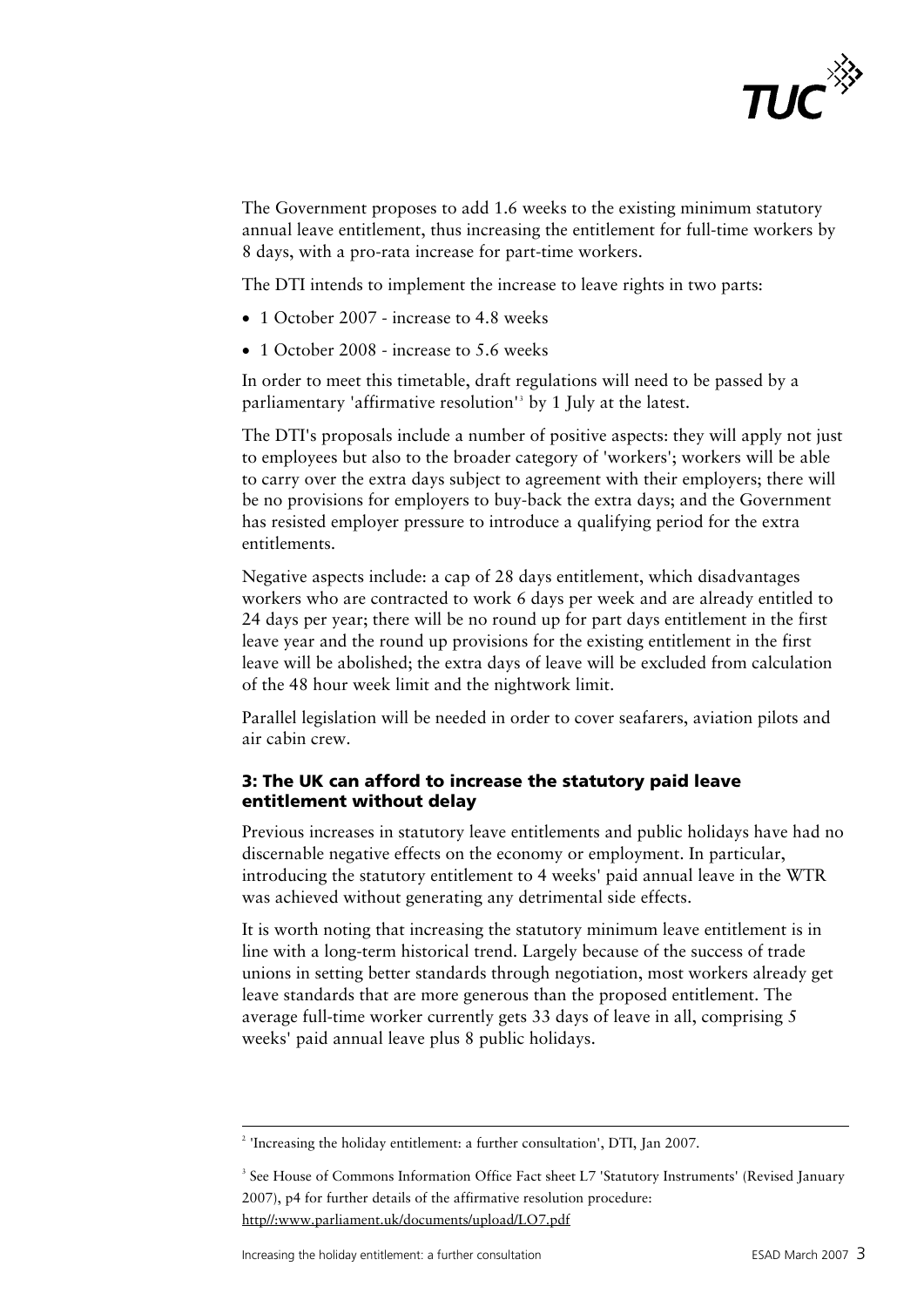The Government proposes to add 1.6 weeks to the existing minimum statutory annual leave entitlement, thus increasing the entitlement for full-time workers by 8 days, with a pro-rata increase for part-time workers.

The DTI intends to implement the increase to leave rights in two parts:

- 1 October 2007 - increase to 4.8 weeks
- 1 October 2008 - increase to 5.6 weeks

In order to meet this timetable, draft regulations will need to be passed by a parliamentary 'affirmative resolution'[3] by 1 July at the latest.

The DTI's proposals include a number of positive aspects: they will apply not just to employees but also to the broader category of 'workers'; workers will be able to carry over the extra days subject to agreement with their employers; there will be no provisions for employers to buy-back the extra days; and the Government has resisted employer pressure to introduce a qualifying period for the extra entitlements.

Negative aspects include: a cap of 28 days entitlement, which disadvantages workers who are contracted to work 6 days per week and are already entitled to 24 days per year; there will be no round up for part days entitlement in the first leave year and the round up provisions for the existing entitlement in the first leave will be abolished; the extra days of leave will be excluded from calculation of the 48 hour week limit and the nightwork limit.

Parallel legislation will be needed in order to cover seafarers, aviation pilots and air cabin crew.

### 3: The UK can afford to increase the statutory paid leave entitlement without delay

Previous increases in statutory leave entitlements and public holidays have had no discernable negative effects on the economy or employment. In particular, introducing the statutory entitlement to 4 weeks' paid annual leave in the WTR was achieved without generating any detrimental side effects.

It is worth noting that increasing the statutory minimum leave entitlement is in line with a long-term historical trend. Largely because of the success of trade unions in setting better standards through negotiation, most workers already get leave standards that are more generous than the proposed entitlement. The average full-time worker currently gets 33 days of leave in all, comprising 5 weeks' paid annual leave plus 8 public holidays.

---

[2] 'Increasing the holiday entitlement: a further consultation', DTI, Jan 2007.

[3] See House of Commons Information Office Fact sheet L7 'Statutory Instruments' (Revised January 2007), p4 for further details of the affirmative resolution procedure: http//:www.parliament.uk/documents/upload/LO7.pdf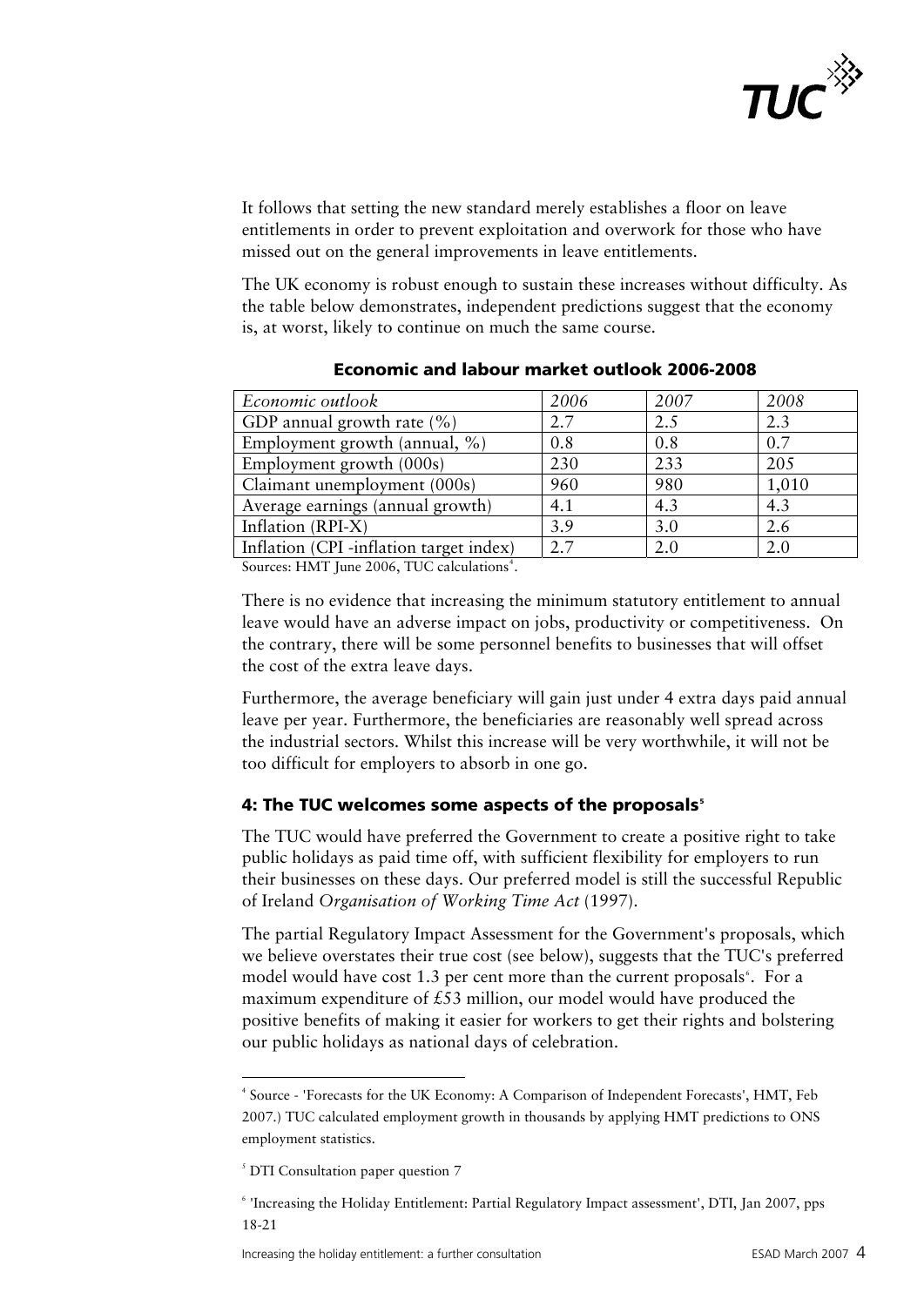It follows that setting the new standard merely establishes a floor on leave entitlements in order to prevent exploitation and overwork for those who have missed out on the general improvements in leave entitlements.

The UK economy is robust enough to sustain these increases without difficulty. As the table below demonstrates, independent predictions suggest that the economy is, at worst, likely to continue on much the same course.

**Economic and labour market outlook 2006-2008**

| *Economic outlook* | *2006* | *2007* | *2008* |
|---|---|---|---|
| GDP annual growth rate (%) | 2.7 | 2.5 | 2.3 |
| Employment growth (annual, %) | 0.8 | 0.8 | 0.7 |
| Employment growth (000s) | 230 | 233 | 205 |
| Claimant unemployment (000s) | 960 | 980 | 1,010 |
| Average earnings (annual growth) | 4.1 | 4.3 | 4.3 |
| Inflation (RPI-X) | 3.9 | 3.0 | 2.6 |
| Inflation (CPI -inflation target index) | 2.7 | 2.0 | 2.0 |

Sources: HMT June 2006, TUC calculations[4].

There is no evidence that increasing the minimum statutory entitlement to annual leave would have an adverse impact on jobs, productivity or competitiveness. On the contrary, there will be some personnel benefits to businesses that will offset the cost of the extra leave days.

Furthermore, the average beneficiary will gain just under 4 extra days paid annual leave per year. Furthermore, the beneficiaries are reasonably well spread across the industrial sectors. Whilst this increase will be very worthwhile, it will not be too difficult for employers to absorb in one go.

## 4: The TUC welcomes some aspects of the proposals[5]

The TUC would have preferred the Government to create a positive right to take public holidays as paid time off, with sufficient flexibility for employers to run their businesses on these days. Our preferred model is still the successful Republic of Ireland *Organisation of Working Time Act* (1997).

The partial Regulatory Impact Assessment for the Government's proposals, which we believe overstates their true cost (see below), suggests that the TUC's preferred model would have cost 1.3 per cent more than the current proposals[6]. For a maximum expenditure of £53 million, our model would have produced the positive benefits of making it easier for workers to get their rights and bolstering our public holidays as national days of celebration.

---

[4] Source - 'Forecasts for the UK Economy: A Comparison of Independent Forecasts', HMT, Feb 2007.) TUC calculated employment growth in thousands by applying HMT predictions to ONS employment statistics.

[5] DTI Consultation paper question 7

[6] 'Increasing the Holiday Entitlement: Partial Regulatory Impact assessment', DTI, Jan 2007, pps 18-21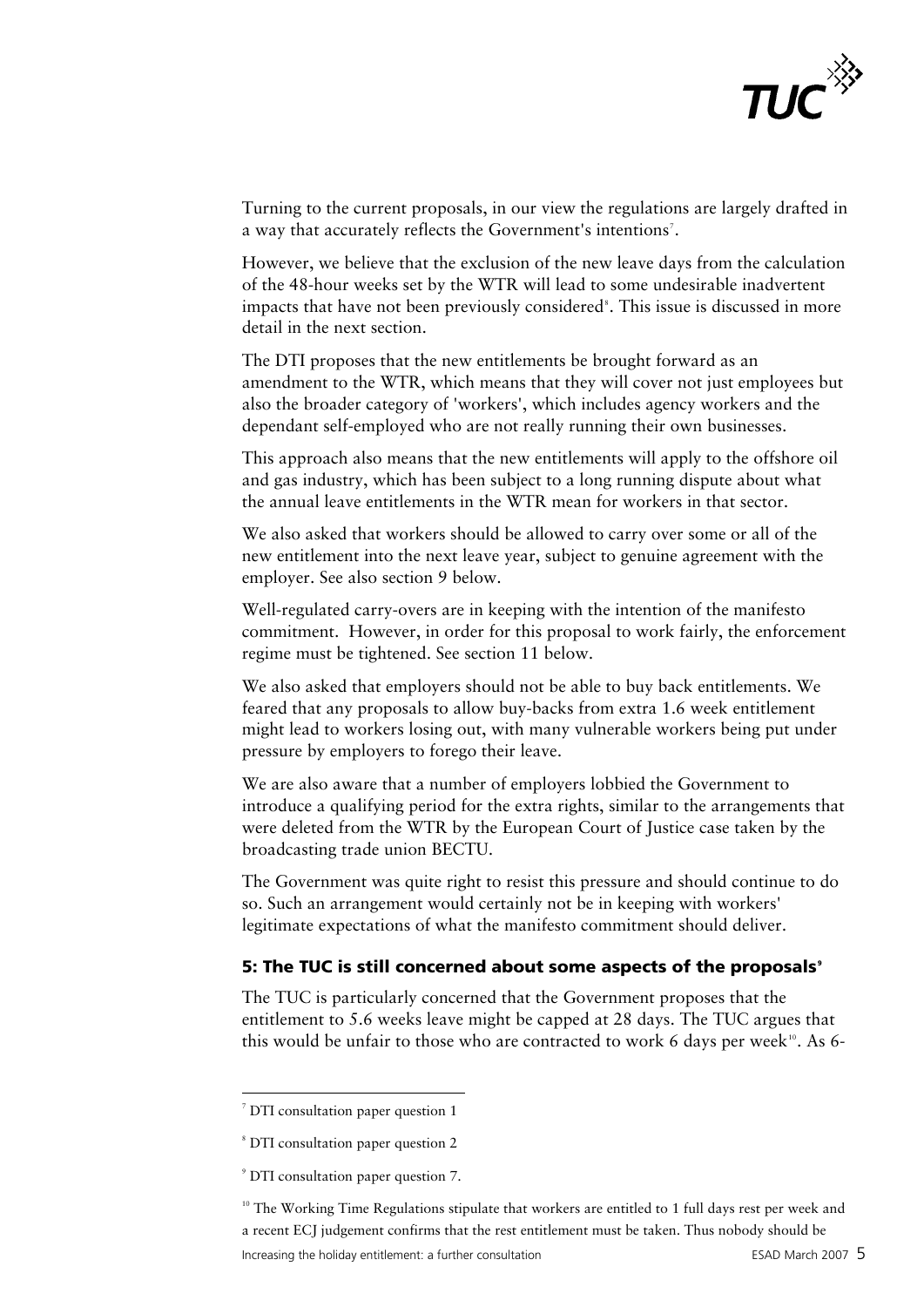Turning to the current proposals, in our view the regulations are largely drafted in a way that accurately reflects the Government's intentions[7].

However, we believe that the exclusion of the new leave days from the calculation of the 48-hour weeks set by the WTR will lead to some undesirable inadvertent impacts that have not been previously considered[8]. This issue is discussed in more detail in the next section.

The DTI proposes that the new entitlements be brought forward as an amendment to the WTR, which means that they will cover not just employees but also the broader category of 'workers', which includes agency workers and the dependant self-employed who are not really running their own businesses.

This approach also means that the new entitlements will apply to the offshore oil and gas industry, which has been subject to a long running dispute about what the annual leave entitlements in the WTR mean for workers in that sector.

We also asked that workers should be allowed to carry over some or all of the new entitlement into the next leave year, subject to genuine agreement with the employer. See also section 9 below.

Well-regulated carry-overs are in keeping with the intention of the manifesto commitment. However, in order for this proposal to work fairly, the enforcement regime must be tightened. See section 11 below.

We also asked that employers should not be able to buy back entitlements. We feared that any proposals to allow buy-backs from extra 1.6 week entitlement might lead to workers losing out, with many vulnerable workers being put under pressure by employers to forego their leave.

We are also aware that a number of employers lobbied the Government to introduce a qualifying period for the extra rights, similar to the arrangements that were deleted from the WTR by the European Court of Justice case taken by the broadcasting trade union BECTU.

The Government was quite right to resist this pressure and should continue to do so. Such an arrangement would certainly not be in keeping with workers' legitimate expectations of what the manifesto commitment should deliver.

## 5: The TUC is still concerned about some aspects of the proposals[9]

The TUC is particularly concerned that the Government proposes that the entitlement to 5.6 weeks leave might be capped at 28 days. The TUC argues that this would be unfair to those who are contracted to work 6 days per week[10]. As 6-

---

[7] DTI consultation paper question 1

[8] DTI consultation paper question 2

[9] DTI consultation paper question 7.

[10] The Working Time Regulations stipulate that workers are entitled to 1 full days rest per week and a recent ECJ judgement confirms that the rest entitlement must be taken. Thus nobody should be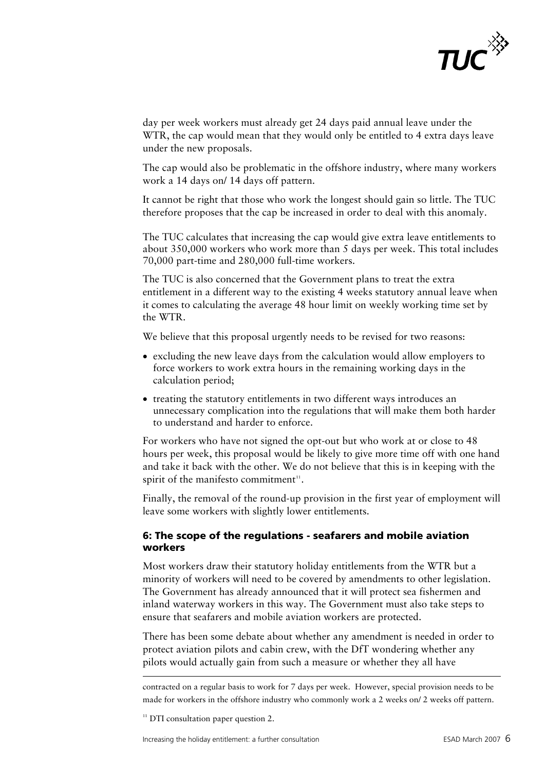day per week workers must already get 24 days paid annual leave under the WTR, the cap would mean that they would only be entitled to 4 extra days leave under the new proposals.

The cap would also be problematic in the offshore industry, where many workers work a 14 days on/ 14 days off pattern.

It cannot be right that those who work the longest should gain so little. The TUC therefore proposes that the cap be increased in order to deal with this anomaly.

The TUC calculates that increasing the cap would give extra leave entitlements to about 350,000 workers who work more than 5 days per week. This total includes 70,000 part-time and 280,000 full-time workers.

The TUC is also concerned that the Government plans to treat the extra entitlement in a different way to the existing 4 weeks statutory annual leave when it comes to calculating the average 48 hour limit on weekly working time set by the WTR.

We believe that this proposal urgently needs to be revised for two reasons:

- excluding the new leave days from the calculation would allow employers to force workers to work extra hours in the remaining working days in the calculation period;
- treating the statutory entitlements in two different ways introduces an unnecessary complication into the regulations that will make them both harder to understand and harder to enforce.

For workers who have not signed the opt-out but who work at or close to 48 hours per week, this proposal would be likely to give more time off with one hand and take it back with the other. We do not believe that this is in keeping with the spirit of the manifesto commitment[11].

Finally, the removal of the round-up provision in the first year of employment will leave some workers with slightly lower entitlements.

### 6: The scope of the regulations - seafarers and mobile aviation workers

Most workers draw their statutory holiday entitlements from the WTR but a minority of workers will need to be covered by amendments to other legislation. The Government has already announced that it will protect sea fishermen and inland waterway workers in this way. The Government must also take steps to ensure that seafarers and mobile aviation workers are protected.

There has been some debate about whether any amendment is needed in order to protect aviation pilots and cabin crew, with the DfT wondering whether any pilots would actually gain from such a measure or whether they all have

---

contracted on a regular basis to work for 7 days per week. However, special provision needs to be made for workers in the offshore industry who commonly work a 2 weeks on/ 2 weeks off pattern.

[11] DTI consultation paper question 2.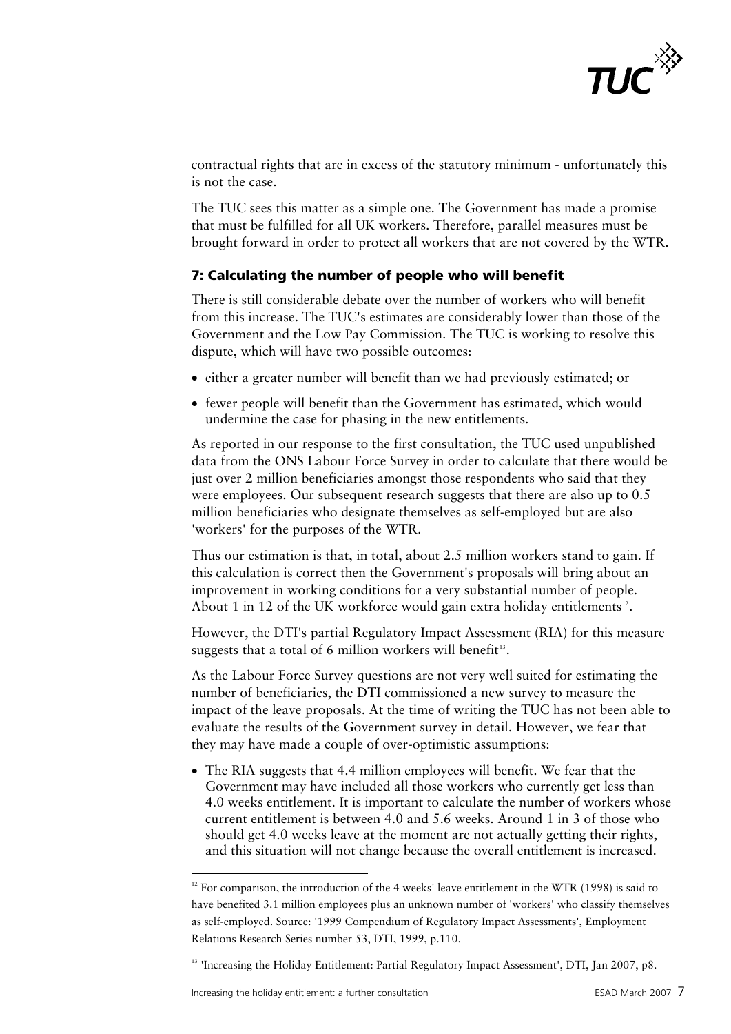contractual rights that are in excess of the statutory minimum - unfortunately this is not the case.

The TUC sees this matter as a simple one. The Government has made a promise that must be fulfilled for all UK workers. Therefore, parallel measures must be brought forward in order to protect all workers that are not covered by the WTR.

### 7: Calculating the number of people who will benefit

There is still considerable debate over the number of workers who will benefit from this increase. The TUC's estimates are considerably lower than those of the Government and the Low Pay Commission. The TUC is working to resolve this dispute, which will have two possible outcomes:

- either a greater number will benefit than we had previously estimated; or
- fewer people will benefit than the Government has estimated, which would undermine the case for phasing in the new entitlements.

As reported in our response to the first consultation, the TUC used unpublished data from the ONS Labour Force Survey in order to calculate that there would be just over 2 million beneficiaries amongst those respondents who said that they were employees. Our subsequent research suggests that there are also up to 0.5 million beneficiaries who designate themselves as self-employed but are also 'workers' for the purposes of the WTR.

Thus our estimation is that, in total, about 2.5 million workers stand to gain. If this calculation is correct then the Government's proposals will bring about an improvement in working conditions for a very substantial number of people. About 1 in 12 of the UK workforce would gain extra holiday entitlements[12].

However, the DTI's partial Regulatory Impact Assessment (RIA) for this measure suggests that a total of 6 million workers will benefit[13].

As the Labour Force Survey questions are not very well suited for estimating the number of beneficiaries, the DTI commissioned a new survey to measure the impact of the leave proposals. At the time of writing the TUC has not been able to evaluate the results of the Government survey in detail. However, we fear that they may have made a couple of over-optimistic assumptions:

- The RIA suggests that 4.4 million employees will benefit. We fear that the Government may have included all those workers who currently get less than 4.0 weeks entitlement. It is important to calculate the number of workers whose current entitlement is between 4.0 and 5.6 weeks. Around 1 in 3 of those who should get 4.0 weeks leave at the moment are not actually getting their rights, and this situation will not change because the overall entitlement is increased.

---

[12] For comparison, the introduction of the 4 weeks' leave entitlement in the WTR (1998) is said to have benefited 3.1 million employees plus an unknown number of 'workers' who classify themselves as self-employed. Source: '1999 Compendium of Regulatory Impact Assessments', Employment Relations Research Series number 53, DTI, 1999, p.110.

[13] 'Increasing the Holiday Entitlement: Partial Regulatory Impact Assessment', DTI, Jan 2007, p8.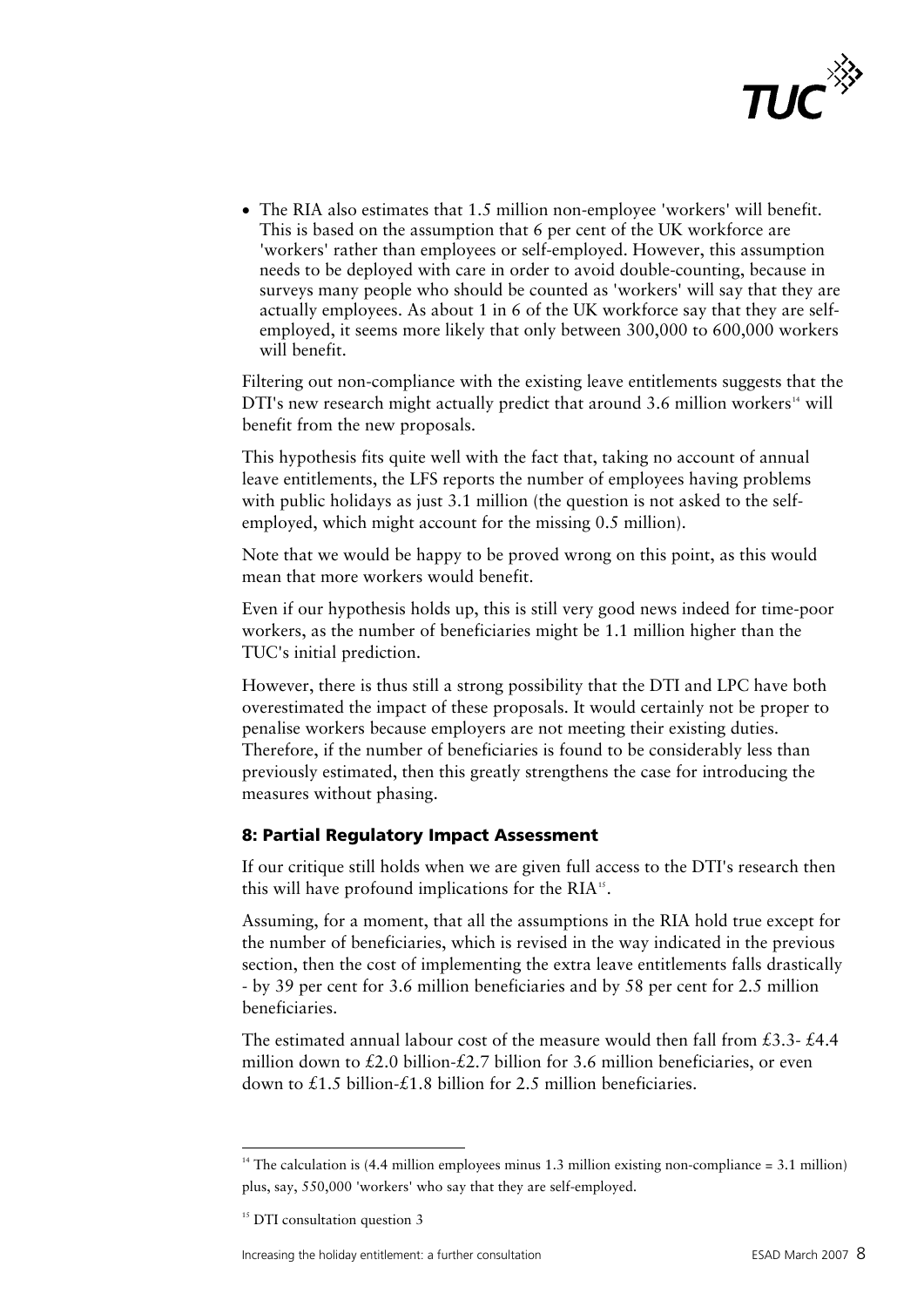- The RIA also estimates that 1.5 million non-employee 'workers' will benefit. This is based on the assumption that 6 per cent of the UK workforce are 'workers' rather than employees or self-employed. However, this assumption needs to be deployed with care in order to avoid double-counting, because in surveys many people who should be counted as 'workers' will say that they are actually employees. As about 1 in 6 of the UK workforce say that they are self-employed, it seems more likely that only between 300,000 to 600,000 workers will benefit.

Filtering out non-compliance with the existing leave entitlements suggests that the DTI's new research might actually predict that around 3.6 million workers[14] will benefit from the new proposals.

This hypothesis fits quite well with the fact that, taking no account of annual leave entitlements, the LFS reports the number of employees having problems with public holidays as just 3.1 million (the question is not asked to the self-employed, which might account for the missing 0.5 million).

Note that we would be happy to be proved wrong on this point, as this would mean that more workers would benefit.

Even if our hypothesis holds up, this is still very good news indeed for time-poor workers, as the number of beneficiaries might be 1.1 million higher than the TUC's initial prediction.

However, there is thus still a strong possibility that the DTI and LPC have both overestimated the impact of these proposals. It would certainly not be proper to penalise workers because employers are not meeting their existing duties. Therefore, if the number of beneficiaries is found to be considerably less than previously estimated, then this greatly strengthens the case for introducing the measures without phasing.

### 8: Partial Regulatory Impact Assessment

If our critique still holds when we are given full access to the DTI's research then this will have profound implications for the RIA[15].

Assuming, for a moment, that all the assumptions in the RIA hold true except for the number of beneficiaries, which is revised in the way indicated in the previous section, then the cost of implementing the extra leave entitlements falls drastically - by 39 per cent for 3.6 million beneficiaries and by 58 per cent for 2.5 million beneficiaries.

The estimated annual labour cost of the measure would then fall from £3.3- £4.4 million down to £2.0 billion-£2.7 billion for 3.6 million beneficiaries, or even down to £1.5 billion-£1.8 billion for 2.5 million beneficiaries.

---

[14] The calculation is (4.4 million employees minus 1.3 million existing non-compliance = 3.1 million) plus, say, 550,000 'workers' who say that they are self-employed.

[15] DTI consultation question 3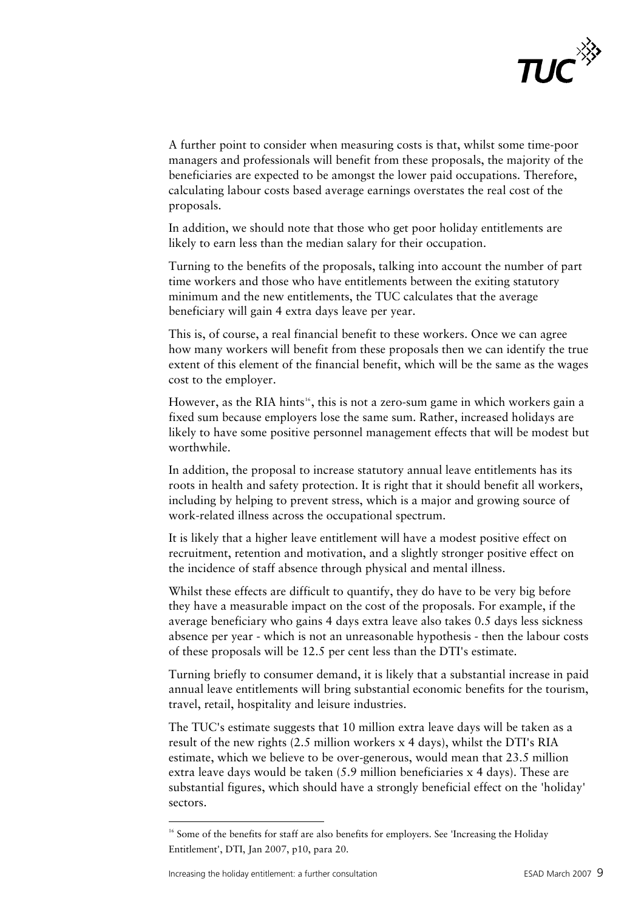A further point to consider when measuring costs is that, whilst some time-poor managers and professionals will benefit from these proposals, the majority of the beneficiaries are expected to be amongst the lower paid occupations. Therefore, calculating labour costs based average earnings overstates the real cost of the proposals.

In addition, we should note that those who get poor holiday entitlements are likely to earn less than the median salary for their occupation.

Turning to the benefits of the proposals, talking into account the number of part time workers and those who have entitlements between the exiting statutory minimum and the new entitlements, the TUC calculates that the average beneficiary will gain 4 extra days leave per year.

This is, of course, a real financial benefit to these workers. Once we can agree how many workers will benefit from these proposals then we can identify the true extent of this element of the financial benefit, which will be the same as the wages cost to the employer.

However, as the RIA hints[16], this is not a zero-sum game in which workers gain a fixed sum because employers lose the same sum. Rather, increased holidays are likely to have some positive personnel management effects that will be modest but worthwhile.

In addition, the proposal to increase statutory annual leave entitlements has its roots in health and safety protection. It is right that it should benefit all workers, including by helping to prevent stress, which is a major and growing source of work-related illness across the occupational spectrum.

It is likely that a higher leave entitlement will have a modest positive effect on recruitment, retention and motivation, and a slightly stronger positive effect on the incidence of staff absence through physical and mental illness.

Whilst these effects are difficult to quantify, they do have to be very big before they have a measurable impact on the cost of the proposals. For example, if the average beneficiary who gains 4 days extra leave also takes 0.5 days less sickness absence per year - which is not an unreasonable hypothesis - then the labour costs of these proposals will be 12.5 per cent less than the DTI's estimate.

Turning briefly to consumer demand, it is likely that a substantial increase in paid annual leave entitlements will bring substantial economic benefits for the tourism, travel, retail, hospitality and leisure industries.

The TUC's estimate suggests that 10 million extra leave days will be taken as a result of the new rights (2.5 million workers x 4 days), whilst the DTI's RIA estimate, which we believe to be over-generous, would mean that 23.5 million extra leave days would be taken (5.9 million beneficiaries x 4 days). These are substantial figures, which should have a strongly beneficial effect on the 'holiday' sectors.

[16] Some of the benefits for staff are also benefits for employers. See 'Increasing the Holiday Entitlement', DTI, Jan 2007, p10, para 20.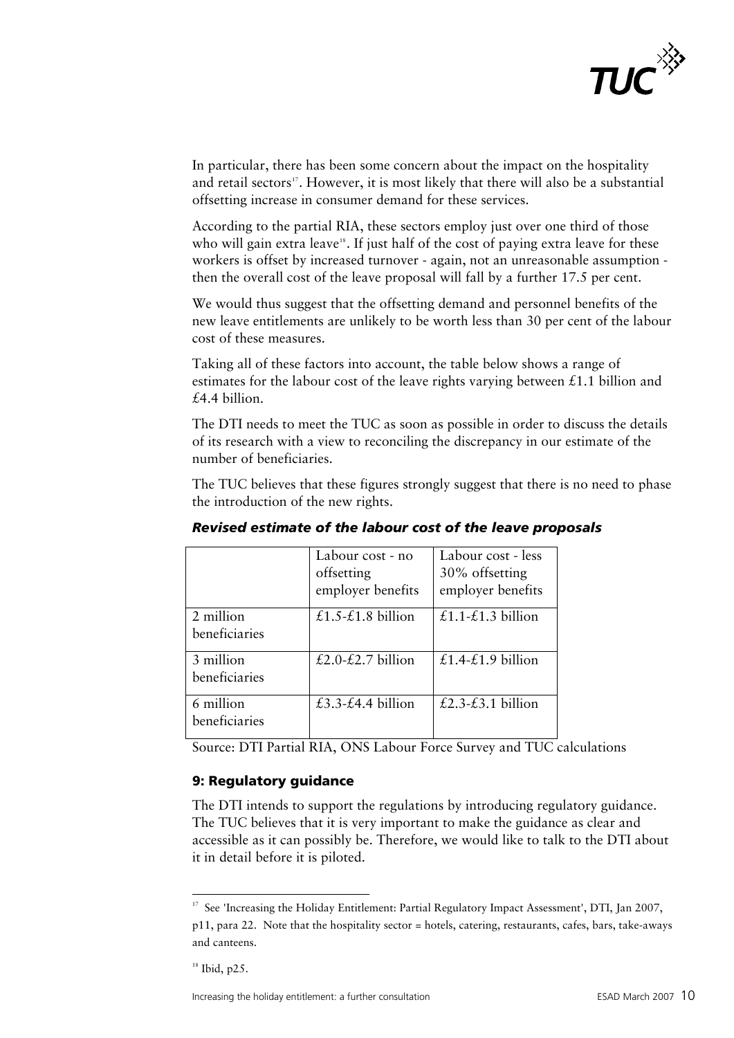In particular, there has been some concern about the impact on the hospitality and retail sectors[17]. However, it is most likely that there will also be a substantial offsetting increase in consumer demand for these services.

According to the partial RIA, these sectors employ just over one third of those who will gain extra leave[18]. If just half of the cost of paying extra leave for these workers is offset by increased turnover - again, not an unreasonable assumption - then the overall cost of the leave proposal will fall by a further 17.5 per cent.

We would thus suggest that the offsetting demand and personnel benefits of the new leave entitlements are unlikely to be worth less than 30 per cent of the labour cost of these measures.

Taking all of these factors into account, the table below shows a range of estimates for the labour cost of the leave rights varying between £1.1 billion and £4.4 billion.

The DTI needs to meet the TUC as soon as possible in order to discuss the details of its research with a view to reconciling the discrepancy in our estimate of the number of beneficiaries.

The TUC believes that these figures strongly suggest that there is no need to phase the introduction of the new rights.

***Revised estimate of the labour cost of the leave proposals***

| | Labour cost - no offsetting employer benefits | Labour cost - less 30% offsetting employer benefits |
|---|---|---|
| 2 million beneficiaries | £1.5-£1.8 billion | £1.1-£1.3 billion |
| 3 million beneficiaries | £2.0-£2.7 billion | £1.4-£1.9 billion |
| 6 million beneficiaries | £3.3-£4.4 billion | £2.3-£3.1 billion |

Source: DTI Partial RIA, ONS Labour Force Survey and TUC calculations

### 9: Regulatory guidance

The DTI intends to support the regulations by introducing regulatory guidance. The TUC believes that it is very important to make the guidance as clear and accessible as it can possibly be. Therefore, we would like to talk to the DTI about it in detail before it is piloted.

---

[17] See 'Increasing the Holiday Entitlement: Partial Regulatory Impact Assessment', DTI, Jan 2007, p11, para 22. Note that the hospitality sector = hotels, catering, restaurants, cafes, bars, take-aways and canteens.

[18] Ibid, p25.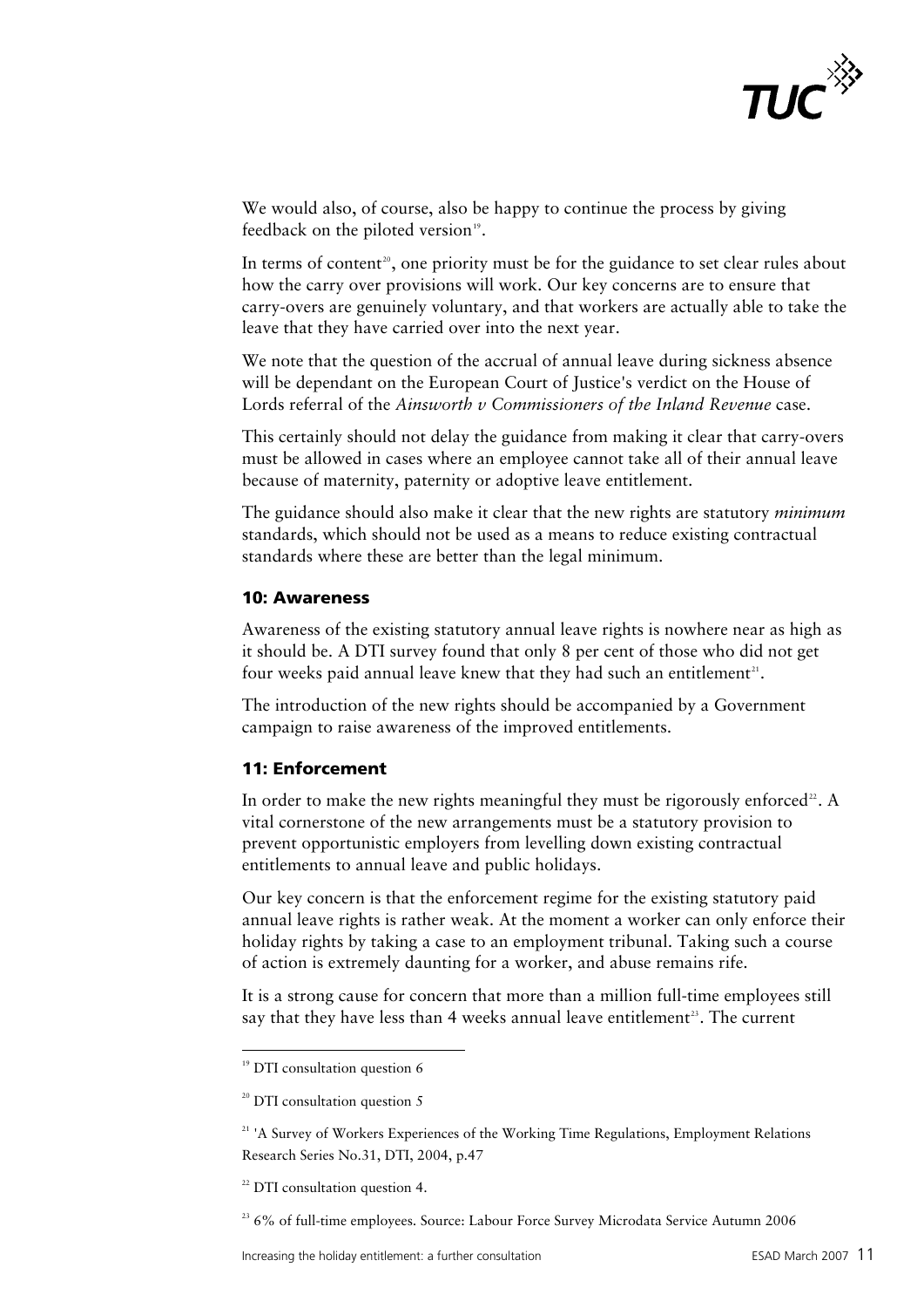We would also, of course, also be happy to continue the process by giving feedback on the piloted version[19].

In terms of content[20], one priority must be for the guidance to set clear rules about how the carry over provisions will work. Our key concerns are to ensure that carry-overs are genuinely voluntary, and that workers are actually able to take the leave that they have carried over into the next year.

We note that the question of the accrual of annual leave during sickness absence will be dependant on the European Court of Justice's verdict on the House of Lords referral of the *Ainsworth v Commissioners of the Inland Revenue* case.

This certainly should not delay the guidance from making it clear that carry-overs must be allowed in cases where an employee cannot take all of their annual leave because of maternity, paternity or adoptive leave entitlement.

The guidance should also make it clear that the new rights are statutory *minimum* standards, which should not be used as a means to reduce existing contractual standards where these are better than the legal minimum.

### 10: Awareness

Awareness of the existing statutory annual leave rights is nowhere near as high as it should be. A DTI survey found that only 8 per cent of those who did not get four weeks paid annual leave knew that they had such an entitlement[21].

The introduction of the new rights should be accompanied by a Government campaign to raise awareness of the improved entitlements.

### 11: Enforcement

In order to make the new rights meaningful they must be rigorously enforced[22]. A vital cornerstone of the new arrangements must be a statutory provision to prevent opportunistic employers from levelling down existing contractual entitlements to annual leave and public holidays.

Our key concern is that the enforcement regime for the existing statutory paid annual leave rights is rather weak. At the moment a worker can only enforce their holiday rights by taking a case to an employment tribunal. Taking such a course of action is extremely daunting for a worker, and abuse remains rife.

It is a strong cause for concern that more than a million full-time employees still say that they have less than 4 weeks annual leave entitlement[23]. The current

---

[19] DTI consultation question 6

[20] DTI consultation question 5

[21] 'A Survey of Workers Experiences of the Working Time Regulations, Employment Relations Research Series No.31, DTI, 2004, p.47

[22] DTI consultation question 4.

[23] 6% of full-time employees. Source: Labour Force Survey Microdata Service Autumn 2006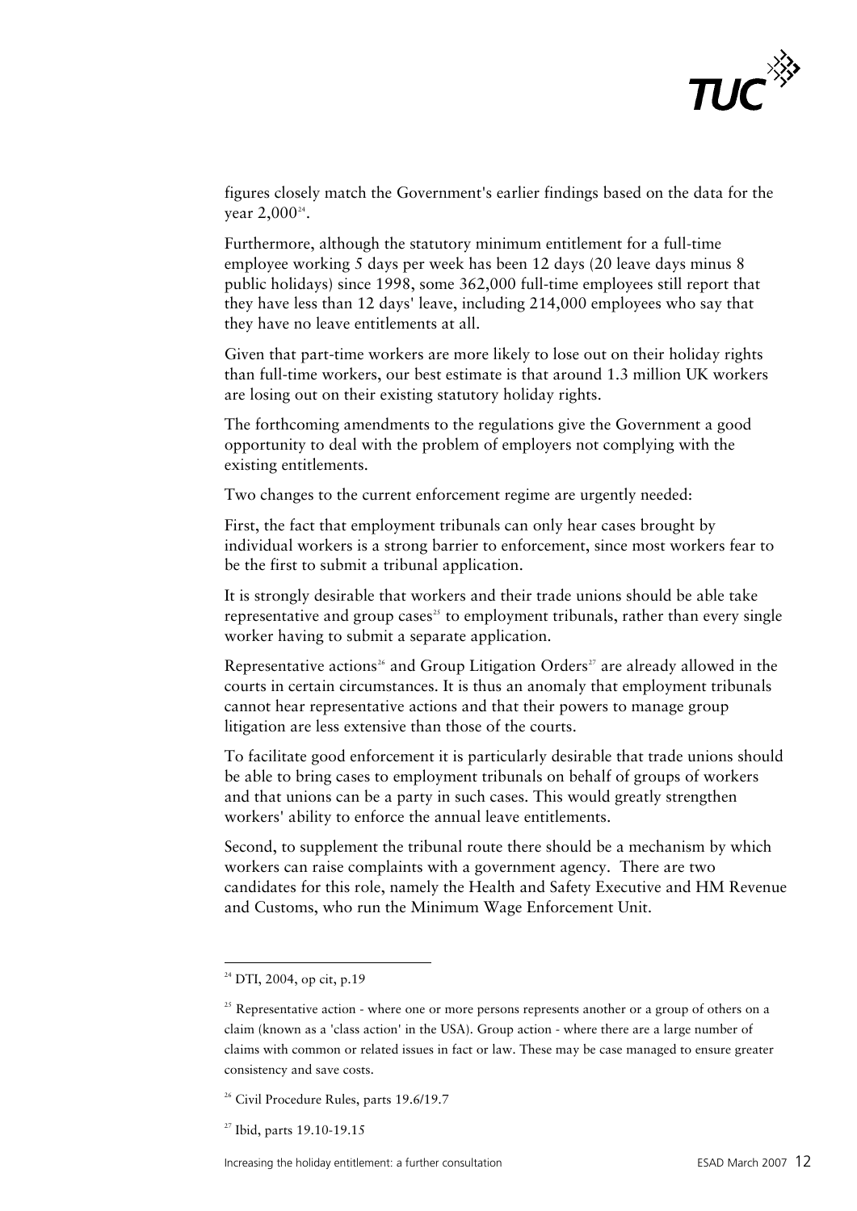figures closely match the Government's earlier findings based on the data for the year 2,000[24].

Furthermore, although the statutory minimum entitlement for a full-time employee working 5 days per week has been 12 days (20 leave days minus 8 public holidays) since 1998, some 362,000 full-time employees still report that they have less than 12 days' leave, including 214,000 employees who say that they have no leave entitlements at all.

Given that part-time workers are more likely to lose out on their holiday rights than full-time workers, our best estimate is that around 1.3 million UK workers are losing out on their existing statutory holiday rights.

The forthcoming amendments to the regulations give the Government a good opportunity to deal with the problem of employers not complying with the existing entitlements.

Two changes to the current enforcement regime are urgently needed:

First, the fact that employment tribunals can only hear cases brought by individual workers is a strong barrier to enforcement, since most workers fear to be the first to submit a tribunal application.

It is strongly desirable that workers and their trade unions should be able take representative and group cases[25] to employment tribunals, rather than every single worker having to submit a separate application.

Representative actions[26] and Group Litigation Orders[27] are already allowed in the courts in certain circumstances. It is thus an anomaly that employment tribunals cannot hear representative actions and that their powers to manage group litigation are less extensive than those of the courts.

To facilitate good enforcement it is particularly desirable that trade unions should be able to bring cases to employment tribunals on behalf of groups of workers and that unions can be a party in such cases. This would greatly strengthen workers' ability to enforce the annual leave entitlements.

Second, to supplement the tribunal route there should be a mechanism by which workers can raise complaints with a government agency. There are two candidates for this role, namely the Health and Safety Executive and HM Revenue and Customs, who run the Minimum Wage Enforcement Unit.

---

[24] DTI, 2004, op cit, p.19

[25] Representative action - where one or more persons represents another or a group of others on a claim (known as a 'class action' in the USA). Group action - where there are a large number of claims with common or related issues in fact or law. These may be case managed to ensure greater consistency and save costs.

[26] Civil Procedure Rules, parts 19.6/19.7

[27] Ibid, parts 19.10-19.15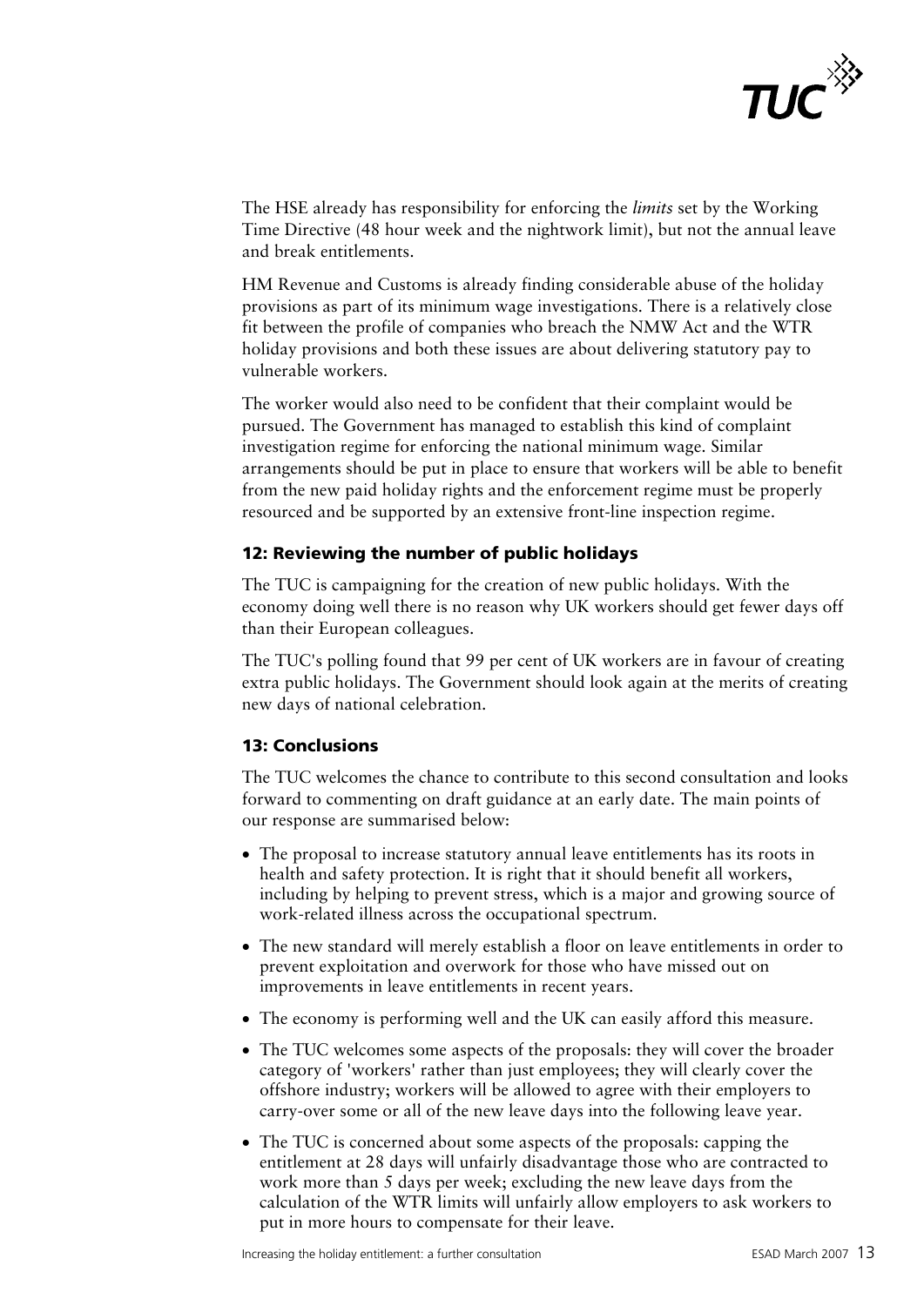The HSE already has responsibility for enforcing the *limits* set by the Working Time Directive (48 hour week and the nightwork limit), but not the annual leave and break entitlements.

HM Revenue and Customs is already finding considerable abuse of the holiday provisions as part of its minimum wage investigations. There is a relatively close fit between the profile of companies who breach the NMW Act and the WTR holiday provisions and both these issues are about delivering statutory pay to vulnerable workers.

The worker would also need to be confident that their complaint would be pursued. The Government has managed to establish this kind of complaint investigation regime for enforcing the national minimum wage. Similar arrangements should be put in place to ensure that workers will be able to benefit from the new paid holiday rights and the enforcement regime must be properly resourced and be supported by an extensive front-line inspection regime.

### 12: Reviewing the number of public holidays

The TUC is campaigning for the creation of new public holidays. With the economy doing well there is no reason why UK workers should get fewer days off than their European colleagues.

The TUC's polling found that 99 per cent of UK workers are in favour of creating extra public holidays. The Government should look again at the merits of creating new days of national celebration.

### 13: Conclusions

The TUC welcomes the chance to contribute to this second consultation and looks forward to commenting on draft guidance at an early date. The main points of our response are summarised below:

- The proposal to increase statutory annual leave entitlements has its roots in health and safety protection. It is right that it should benefit all workers, including by helping to prevent stress, which is a major and growing source of work-related illness across the occupational spectrum.
- The new standard will merely establish a floor on leave entitlements in order to prevent exploitation and overwork for those who have missed out on improvements in leave entitlements in recent years.
- The economy is performing well and the UK can easily afford this measure.
- The TUC welcomes some aspects of the proposals: they will cover the broader category of 'workers' rather than just employees; they will clearly cover the offshore industry; workers will be allowed to agree with their employers to carry-over some or all of the new leave days into the following leave year.
- The TUC is concerned about some aspects of the proposals: capping the entitlement at 28 days will unfairly disadvantage those who are contracted to work more than 5 days per week; excluding the new leave days from the calculation of the WTR limits will unfairly allow employers to ask workers to put in more hours to compensate for their leave.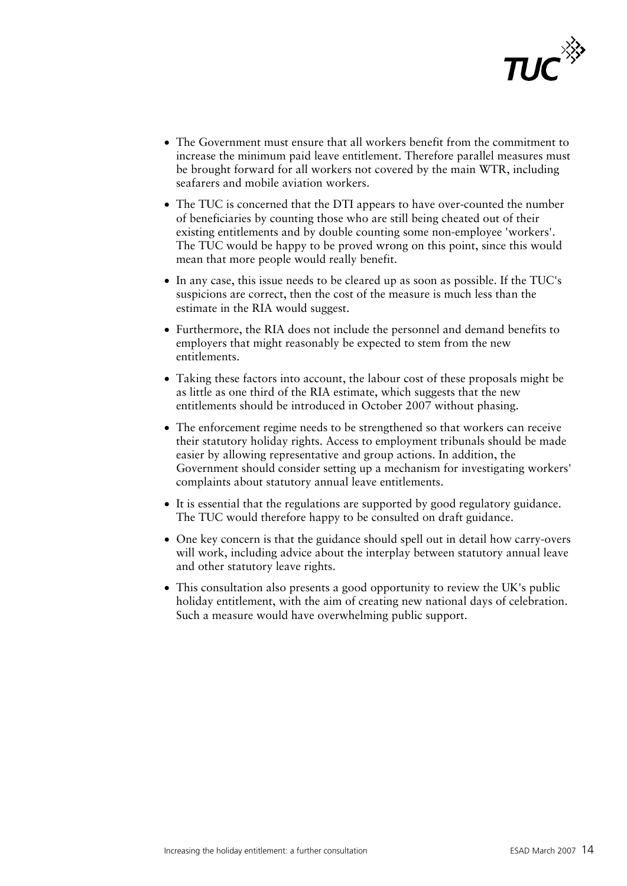- The Government must ensure that all workers benefit from the commitment to increase the minimum paid leave entitlement. Therefore parallel measures must be brought forward for all workers not covered by the main WTR, including seafarers and mobile aviation workers.
- The TUC is concerned that the DTI appears to have over-counted the number of beneficiaries by counting those who are still being cheated out of their existing entitlements and by double counting some non-employee 'workers'. The TUC would be happy to be proved wrong on this point, since this would mean that more people would really benefit.
- In any case, this issue needs to be cleared up as soon as possible. If the TUC's suspicions are correct, then the cost of the measure is much less than the estimate in the RIA would suggest.
- Furthermore, the RIA does not include the personnel and demand benefits to employers that might reasonably be expected to stem from the new entitlements.
- Taking these factors into account, the labour cost of these proposals might be as little as one third of the RIA estimate, which suggests that the new entitlements should be introduced in October 2007 without phasing.
- The enforcement regime needs to be strengthened so that workers can receive their statutory holiday rights. Access to employment tribunals should be made easier by allowing representative and group actions. In addition, the Government should consider setting up a mechanism for investigating workers' complaints about statutory annual leave entitlements.
- It is essential that the regulations are supported by good regulatory guidance. The TUC would therefore happy to be consulted on draft guidance.
- One key concern is that the guidance should spell out in detail how carry-overs will work, including advice about the interplay between statutory annual leave and other statutory leave rights.
- This consultation also presents a good opportunity to review the UK's public holiday entitlement, with the aim of creating new national days of celebration. Such a measure would have overwhelming public support.